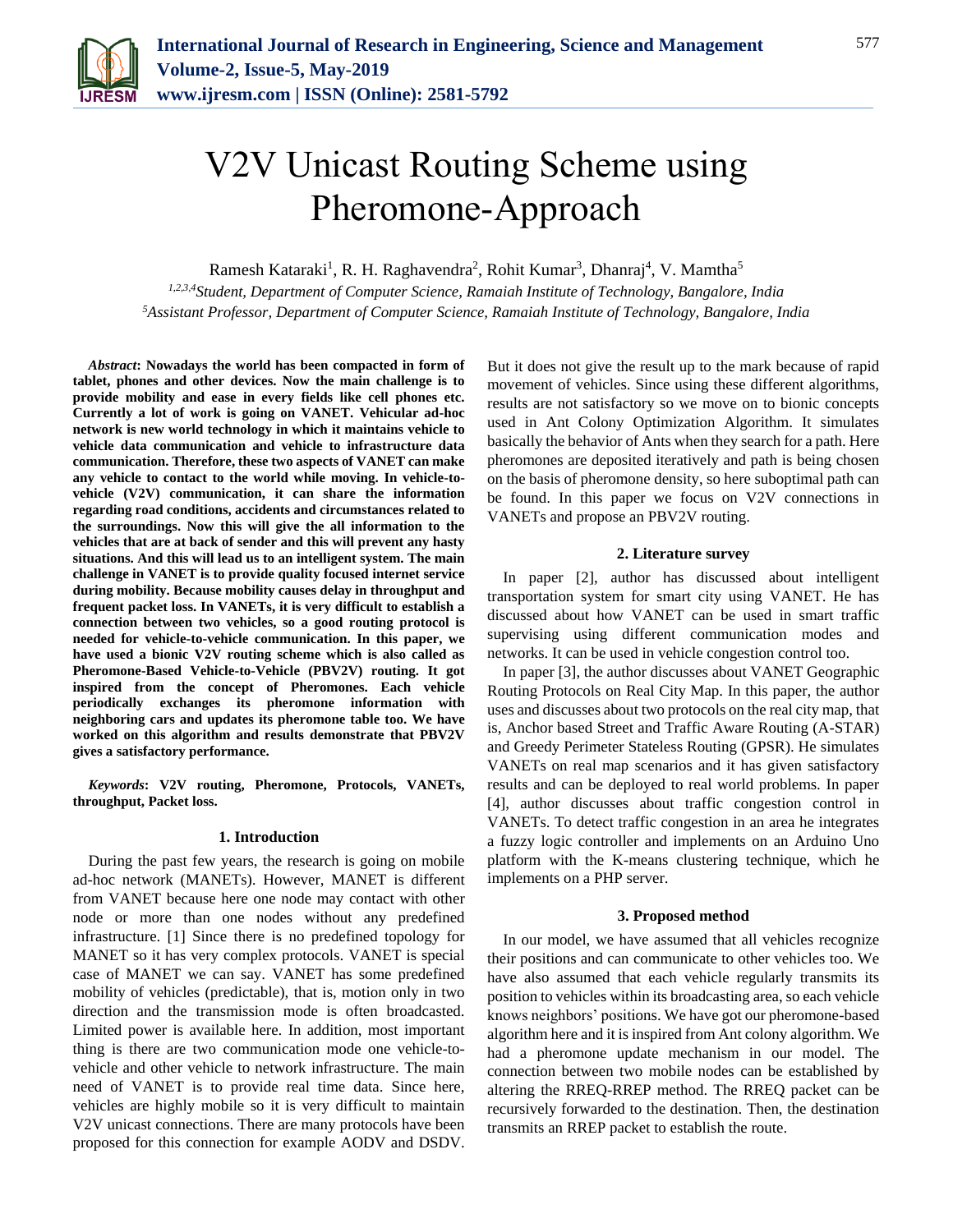# V2V Unicast Routing Scheme using Pheromone-Approach

Ramesh Kataraki[1], R. H. Raghavendra[2], Rohit Kumar[3], Dhanraj[4], V. Mamtha[5]

[1,2,3,4]*Student, Department of Computer Science, Ramaiah Institute of Technology, Bangalore, India*
[5]*Assistant Professor, Department of Computer Science, Ramaiah Institute of Technology, Bangalore, India*

***Abstract*****: Nowadays the world has been compacted in form of tablet, phones and other devices. Now the main challenge is to provide mobility and ease in every fields like cell phones etc. Currently a lot of work is going on VANET. Vehicular ad-hoc network is new world technology in which it maintains vehicle to vehicle data communication and vehicle to infrastructure data communication. Therefore, these two aspects of VANET can make any vehicle to contact to the world while moving. In vehicle-to-vehicle (V2V) communication, it can share the information regarding road conditions, accidents and circumstances related to the surroundings. Now this will give the all information to the vehicles that are at back of sender and this will prevent any hasty situations. And this will lead us to an intelligent system. The main challenge in VANET is to provide quality focused internet service during mobility. Because mobility causes delay in throughput and frequent packet loss. In VANETs, it is very difficult to establish a connection between two vehicles, so a good routing protocol is needed for vehicle-to-vehicle communication. In this paper, we have used a bionic V2V routing scheme which is also called as Pheromone-Based Vehicle-to-Vehicle (PBV2V) routing. It got inspired from the concept of Pheromones. Each vehicle periodically exchanges its pheromone information with neighboring cars and updates its pheromone table too. We have worked on this algorithm and results demonstrate that PBV2V gives a satisfactory performance.**

***Keywords*****: V2V routing, Pheromone, Protocols, VANETs, throughput, Packet loss.**

## 1. Introduction

During the past few years, the research is going on mobile ad-hoc network (MANETs). However, MANET is different from VANET because here one node may contact with other node or more than one nodes without any predefined infrastructure. [1] Since there is no predefined topology for MANET so it has very complex protocols. VANET is special case of MANET we can say. VANET has some predefined mobility of vehicles (predictable), that is, motion only in two direction and the transmission mode is often broadcasted. Limited power is available here. In addition, most important thing is there are two communication mode one vehicle-to-vehicle and other vehicle to network infrastructure. The main need of VANET is to provide real time data. Since here, vehicles are highly mobile so it is very difficult to maintain V2V unicast connections. There are many protocols have been proposed for this connection for example AODV and DSDV. But it does not give the result up to the mark because of rapid movement of vehicles. Since using these different algorithms, results are not satisfactory so we move on to bionic concepts used in Ant Colony Optimization Algorithm. It simulates basically the behavior of Ants when they search for a path. Here pheromones are deposited iteratively and path is being chosen on the basis of pheromone density, so here suboptimal path can be found. In this paper we focus on V2V connections in VANETs and propose an PBV2V routing.

## 2. Literature survey

In paper [2], author has discussed about intelligent transportation system for smart city using VANET. He has discussed about how VANET can be used in smart traffic supervising using different communication modes and networks. It can be used in vehicle congestion control too.

In paper [3], the author discusses about VANET Geographic Routing Protocols on Real City Map. In this paper, the author uses and discusses about two protocols on the real city map, that is, Anchor based Street and Traffic Aware Routing (A-STAR) and Greedy Perimeter Stateless Routing (GPSR). He simulates VANETs on real map scenarios and it has given satisfactory results and can be deployed to real world problems. In paper [4], author discusses about traffic congestion control in VANETs. To detect traffic congestion in an area he integrates a fuzzy logic controller and implements on an Arduino Uno platform with the K-means clustering technique, which he implements on a PHP server.

## 3. Proposed method

In our model, we have assumed that all vehicles recognize their positions and can communicate to other vehicles too. We have also assumed that each vehicle regularly transmits its position to vehicles within its broadcasting area, so each vehicle knows neighbors' positions. We have got our pheromone-based algorithm here and it is inspired from Ant colony algorithm. We had a pheromone update mechanism in our model. The connection between two mobile nodes can be established by altering the RREQ-RREP method. The RREQ packet can be recursively forwarded to the destination. Then, the destination transmits an RREP packet to establish the route.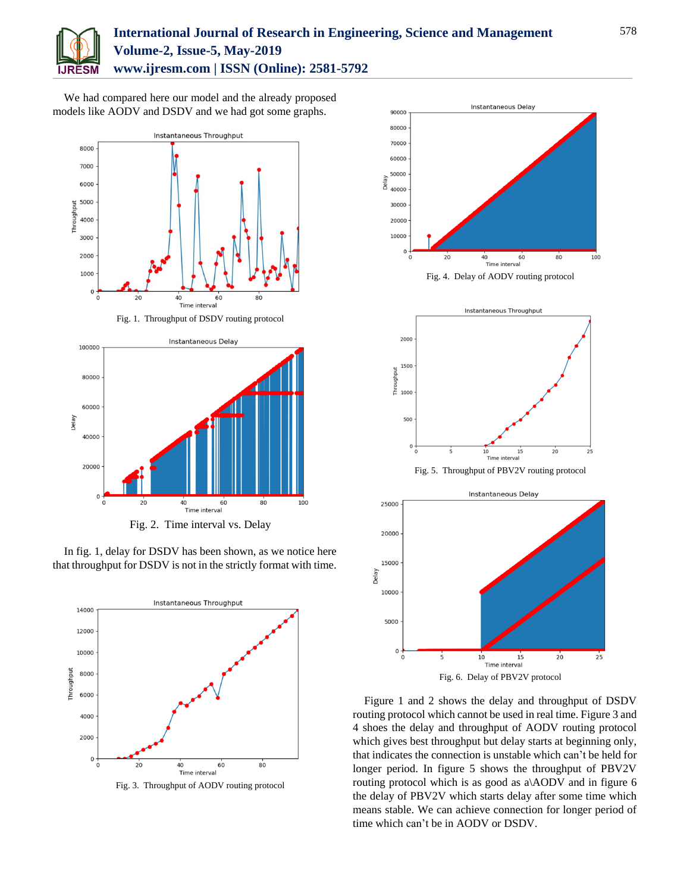We had compared here our model and the already proposed models like AODV and DSDV and we had got some graphs.

Fig. 1. Throughput of DSDV routing protocol

Fig. 2. Time interval vs. Delay

In fig. 1, delay for DSDV has been shown, as we notice here that throughput for DSDV is not in the strictly format with time.

Fig. 3. Throughput of AODV routing protocol

Fig. 4. Delay of AODV routing protocol

Fig. 5. Throughput of PBV2V routing protocol

Fig. 6. Delay of PBV2V protocol

Figure 1 and 2 shows the delay and throughput of DSDV routing protocol which cannot be used in real time. Figure 3 and 4 shoes the delay and throughput of AODV routing protocol which gives best throughput but delay starts at beginning only, that indicates the connection is unstable which can't be held for longer period. In figure 5 shows the throughput of PBV2V routing protocol which is as good as a\AODV and in figure 6 the delay of PBV2V which starts delay after some time which means stable. We can achieve connection for longer period of time which can't be in AODV or DSDV.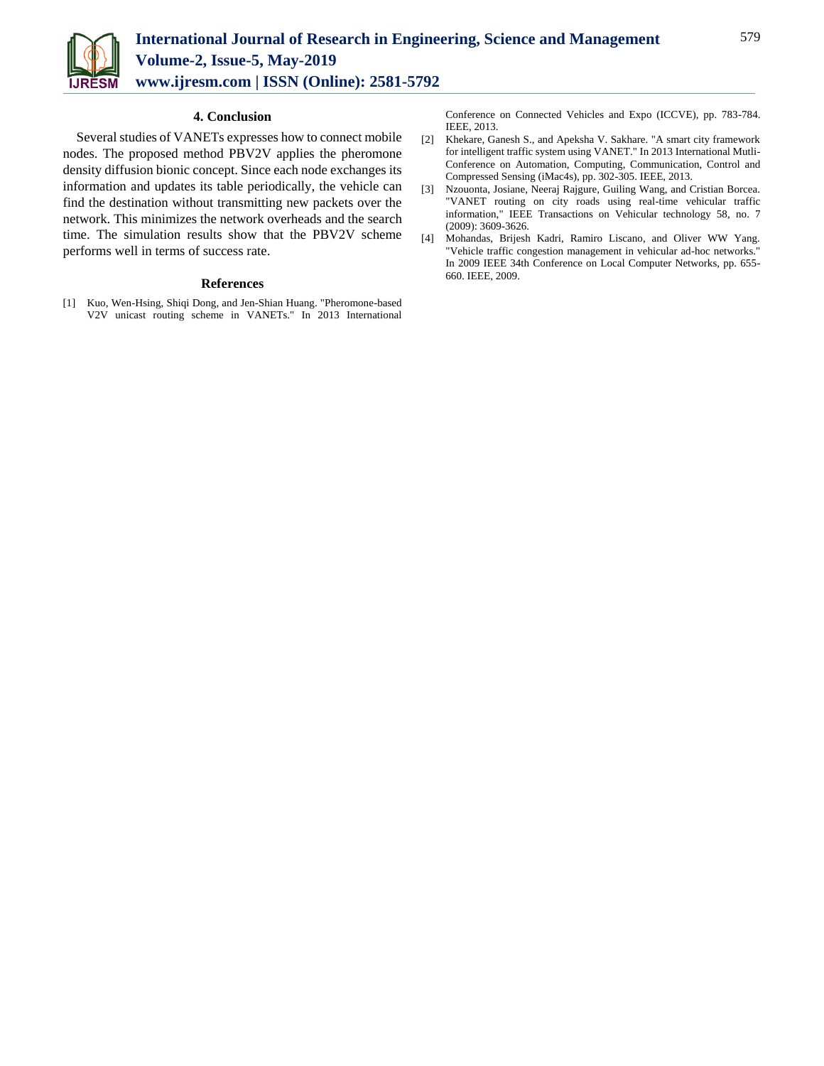## 4. Conclusion

Several studies of VANETs expresses how to connect mobile nodes. The proposed method PBV2V applies the pheromone density diffusion bionic concept. Since each node exchanges its information and updates its table periodically, the vehicle can find the destination without transmitting new packets over the network. This minimizes the network overheads and the search time. The simulation results show that the PBV2V scheme performs well in terms of success rate.

## References

[1] Kuo, Wen-Hsing, Shiqi Dong, and Jen-Shian Huang. "Pheromone-based V2V unicast routing scheme in VANETs." In 2013 International Conference on Connected Vehicles and Expo (ICCVE), pp. 783-784. IEEE, 2013.

[2] Khekare, Ganesh S., and Apeksha V. Sakhare. "A smart city framework for intelligent traffic system using VANET." In 2013 International Mutli-Conference on Automation, Computing, Communication, Control and Compressed Sensing (iMac4s), pp. 302-305. IEEE, 2013.

[3] Nzouonta, Josiane, Neeraj Rajgure, Guiling Wang, and Cristian Borcea. "VANET routing on city roads using real-time vehicular traffic information," IEEE Transactions on Vehicular technology 58, no. 7 (2009): 3609-3626.

[4] Mohandas, Brijesh Kadri, Ramiro Liscano, and Oliver WW Yang. "Vehicle traffic congestion management in vehicular ad-hoc networks." In 2009 IEEE 34th Conference on Local Computer Networks, pp. 655-660. IEEE, 2009.